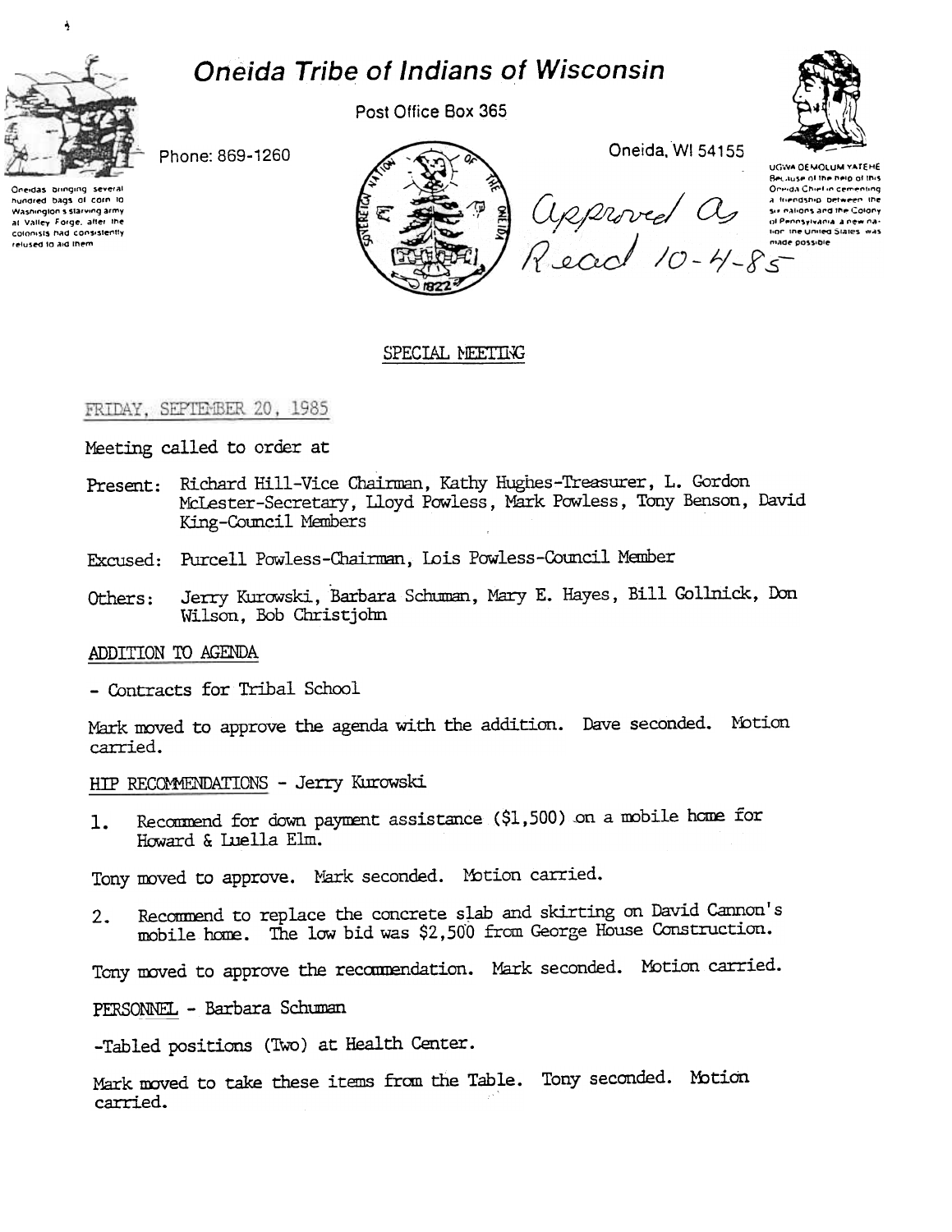# Oneida Tribe of Indians of Wisconsin

Post Office Box 365

Phone: 869-1260

Oneida, WI 54155

Oneidas bringing several hundred bags of corn to Washington's starving army at Valley Forge, after the colonists had consistently refused to aid them

UGWA DEMOLUM YATEHE Because of the help of this Oneida Chief in cementing a friendship between the six nations and the Colony of Pennsylvania, a new nation, the United States was made possible

Approved as Read 10-4-85

## SPECIAL MEETING

FRIDAY, SEPTEMBER 20, 1985

Meeting called to order at

Present: Richard Hill-Vice Chairman, Kathy Hughes-Treasurer, L. Gordon McLester-Secretary, Lloyd Powless, Mark Powless, Tony Benson, David King-Council Members

Excused: Purcell Powless-Chairman, Lois Powless-Council Member

Others: Jerry Kurowski, Barbara Schuman, Mary E. Hayes, Bill Gollnick, Don Wilson, Bob Christjohn

ADDITION TO AGENDA

- Contracts for Tribal School

Mark moved to approve the agenda with the addition. Dave seconded. Motion carried.

HIP RECOMMENDATIONS - Jerry Kurowski

1. Recommend for down payment assistance ($1,500) on a mobile home for Howard & Luella Elm.

Tony moved to approve. Mark seconded. Motion carried.

2. Recommend to replace the concrete slab and skirting on David Cannon's mobile home. The low bid was $2,500 from George House Construction.

Tony moved to approve the recommendation. Mark seconded. Motion carried.

PERSONNEL - Barbara Schuman

-Tabled positions (Two) at Health Center.

Mark moved to take these items from the Table. Tony seconded. Motion carried.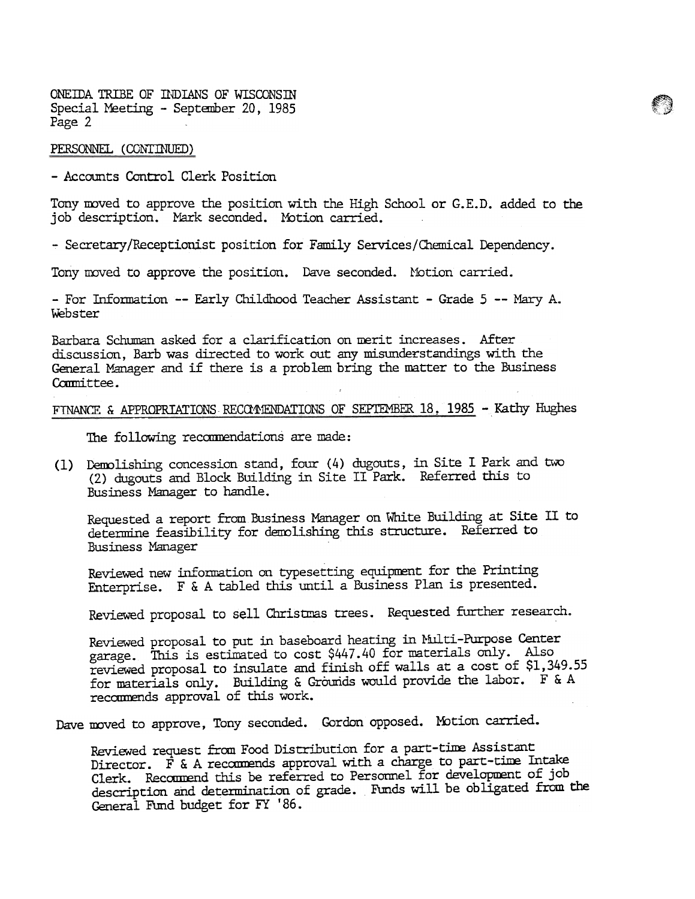PERSONNEL (CONTINUED)

- Accounts Control Clerk Position

Tony moved to approve the position with the High School or G.E.D. added to the job description. Mark seconded. Motion carried.

- Secretary/Receptionist position for Family Services/Chemical Dependency.

Tony moved to approve the position. Dave seconded. Motion carried.

- For Information -- Early Childhood Teacher Assistant - Grade 5 -- Mary A. Webster

Barbara Schuman asked for a clarification on merit increases. After discussion, Barb was directed to work out any misunderstandings with the General Manager and if there is a problem bring the matter to the Business Committee.

FINANCE & APPROPRIATIONS RECOMMENDATIONS OF SEPTEMBER 18, 1985 - Kathy Hughes

The following recommendations are made:

(1) Demolishing concession stand, four (4) dugouts, in Site I Park and two (2) dugouts and Block Building in Site II Park. Referred this to Business Manager to handle.

Requested a report from Business Manager on White Building at Site II to determine feasibility for demolishing this structure. Referred to Business Manager

Reviewed new information on typesetting equipment for the Printing Enterprise. F & A tabled this until a Business Plan is presented.

Reviewed proposal to sell Christmas trees. Requested further research.

Reviewed proposal to put in baseboard heating in Multi-Purpose Center garage. This is estimated to cost $447.40 for materials only. Also reviewed proposal to insulate and finish off walls at a cost of $1,349.55 for materials only. Building & Grounds would provide the labor. F & A recommends approval of this work.

Dave moved to approve, Tony seconded. Gordon opposed. Motion carried.

Reviewed request from Food Distribution for a part-time Assistant Director. F & A recommends approval with a charge to part-time Intake Clerk. Recommend this be referred to Personnel for development of job description and determination of grade. Funds will be obligated from the General Fund budget for FY '86.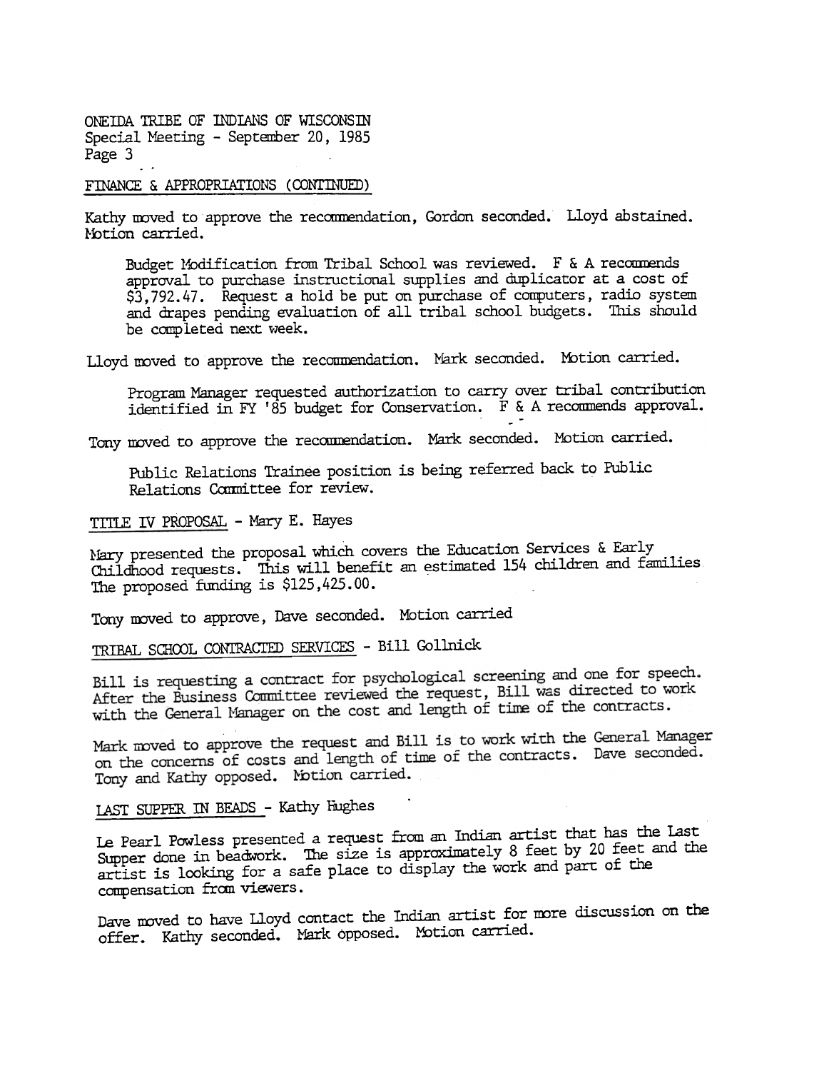FINANCE & APPROPRIATIONS (CONTINUED)

Kathy moved to approve the recommendation, Gordon seconded. Lloyd abstained. Motion carried.

> Budget Modification from Tribal School was reviewed. F & A recommends approval to purchase instructional supplies and duplicator at a cost of $3,792.47. Request a hold be put on purchase of computers, radio system and drapes pending evaluation of all tribal school budgets. This should be completed next week.

Lloyd moved to approve the recommendation. Mark seconded. Motion carried.

> Program Manager requested authorization to carry over tribal contribution identified in FY '85 budget for Conservation. F & A recommends approval.

Tony moved to approve the recommendation. Mark seconded. Motion carried.

> Public Relations Trainee position is being referred back to Public Relations Committee for review.

TITLE IV PROPOSAL - Mary E. Hayes

Mary presented the proposal which covers the Education Services & Early Childhood requests. This will benefit an estimated 154 children and families. The proposed funding is $125,425.00.

Tony moved to approve, Dave seconded. Motion carried

TRIBAL SCHOOL CONTRACTED SERVICES - Bill Gollnick

Bill is requesting a contract for psychological screening and one for speech. After the Business Committee reviewed the request, Bill was directed to work with the General Manager on the cost and length of time of the contracts.

Mark moved to approve the request and Bill is to work with the General Manager on the concerns of costs and length of time of the contracts. Dave seconded. Tony and Kathy opposed. Motion carried.

LAST SUPPER IN BEADS - Kathy Hughes

Le Pearl Powless presented a request from an Indian artist that has the Last Supper done in beadwork. The size is approximately 8 feet by 20 feet and the artist is looking for a safe place to display the work and part of the compensation from viewers.

Dave moved to have Lloyd contact the Indian artist for more discussion on the offer. Kathy seconded. Mark opposed. Motion carried.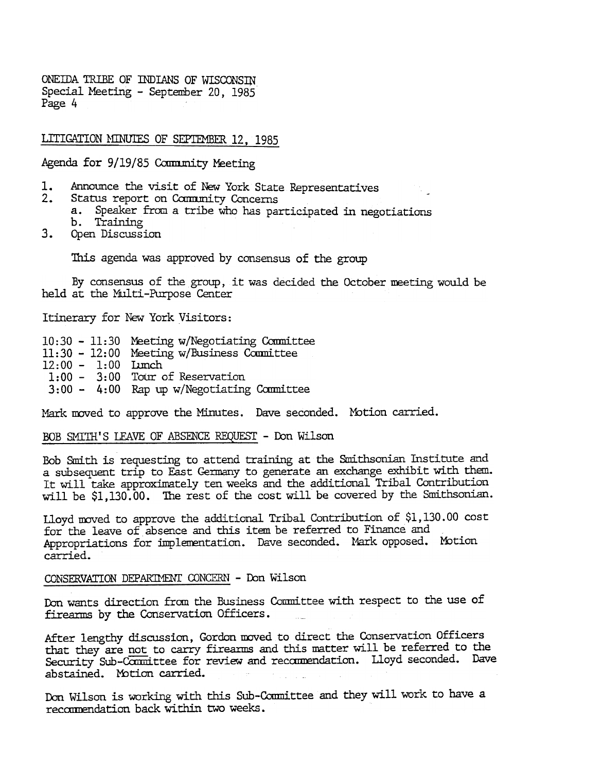ONEIDA TRIBE OF INDIANS OF WISCONSIN
Special Meeting - September 20, 1985

LITIGATION MINUTES OF SEPTEMBER 12, 1985

Agenda for 9/19/85 Community Meeting

1. Announce the visit of New York State Representatives
2. Status report on Community Concerns
   a. Speaker from a tribe who has participated in negotiations
   b. Training
3. Open Discussion

This agenda was approved by consensus of the group

By consensus of the group, it was decided the October meeting would be held at the Multi-Purpose Center

Itinerary for New York Visitors:

10:30 - 11:30 Meeting w/Negotiating Committee
11:30 - 12:00 Meeting w/Business Committee
12:00 - 1:00 Lunch
1:00 - 3:00 Tour of Reservation
3:00 - 4:00 Rap up w/Negotiating Committee

Mark moved to approve the Minutes. Dave seconded. Motion carried.

BOB SMITH'S LEAVE OF ABSENCE REQUEST - Don Wilson

Bob Smith is requesting to attend training at the Smithsonian Institute and a subsequent trip to East Germany to generate an exchange exhibit with them. It will take approximately ten weeks and the additional Tribal Contribution will be $1,130.00. The rest of the cost will be covered by the Smithsonian.

Lloyd moved to approve the additional Tribal Contribution of $1,130.00 cost for the leave of absence and this item be referred to Finance and Appropriations for implementation. Dave seconded. Mark opposed. Motion carried.

CONSERVATION DEPARTMENT CONCERN - Don Wilson

Don wants direction from the Business Committee with respect to the use of firearms by the Conservation Officers.

After lengthy discussion, Gordon moved to direct the Conservation Officers that they are not to carry firearms and this matter will be referred to the Security Sub-Committee for review and recommendation. Lloyd seconded. Dave abstained. Motion carried.

Don Wilson is working with this Sub-Committee and they will work to have a recommendation back within two weeks.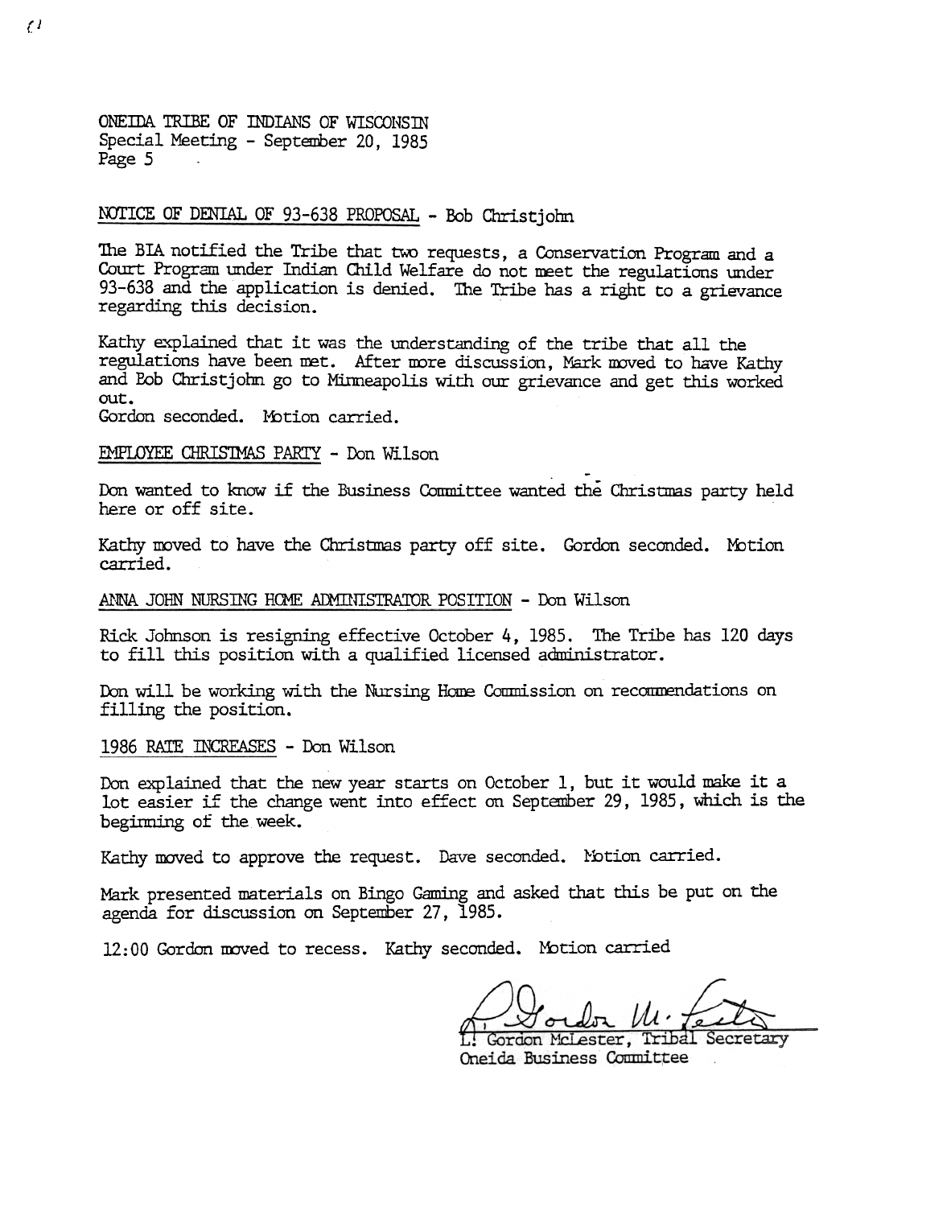ONEIDA TRIBE OF INDIANS OF WISCONSIN
Special Meeting - September 20, 1985
Page 5

NOTICE OF DENIAL OF 93-638 PROPOSAL - Bob Christjohn

The BIA notified the Tribe that two requests, a Conservation Program and a Court Program under Indian Child Welfare do not meet the regulations under 93-638 and the application is denied. The Tribe has a right to a grievance regarding this decision.

Kathy explained that it was the understanding of the tribe that all the regulations have been met. After more discussion, Mark moved to have Kathy and Bob Christjohn go to Minneapolis with our grievance and get this worked out.
Gordon seconded. Motion carried.

EMPLOYEE CHRISTMAS PARTY - Don Wilson

Don wanted to know if the Business Committee wanted the Christmas party held here or off site.

Kathy moved to have the Christmas party off site. Gordon seconded. Motion carried.

ANNA JOHN NURSING HOME ADMINISTRATOR POSITION - Don Wilson

Rick Johnson is resigning effective October 4, 1985. The Tribe has 120 days to fill this position with a qualified licensed administrator.

Don will be working with the Nursing Home Commission on recommendations on filling the position.

1986 RATE INCREASES - Don Wilson

Don explained that the new year starts on October 1, but it would make it a lot easier if the change went into effect on September 29, 1985, which is the beginning of the week.

Kathy moved to approve the request. Dave seconded. Motion carried.

Mark presented materials on Bingo Gaming and asked that this be put on the agenda for discussion on September 27, 1985.

12:00 Gordon moved to recess. Kathy seconded. Motion carried

L. Gordon McLester, Tribal Secretary
Oneida Business Committee